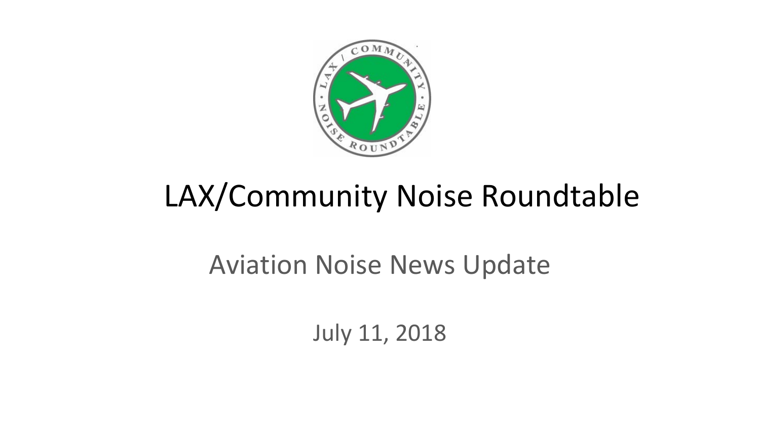# LAX/Community Noise Roundtable

## Aviation Noise News Update

July 11, 2018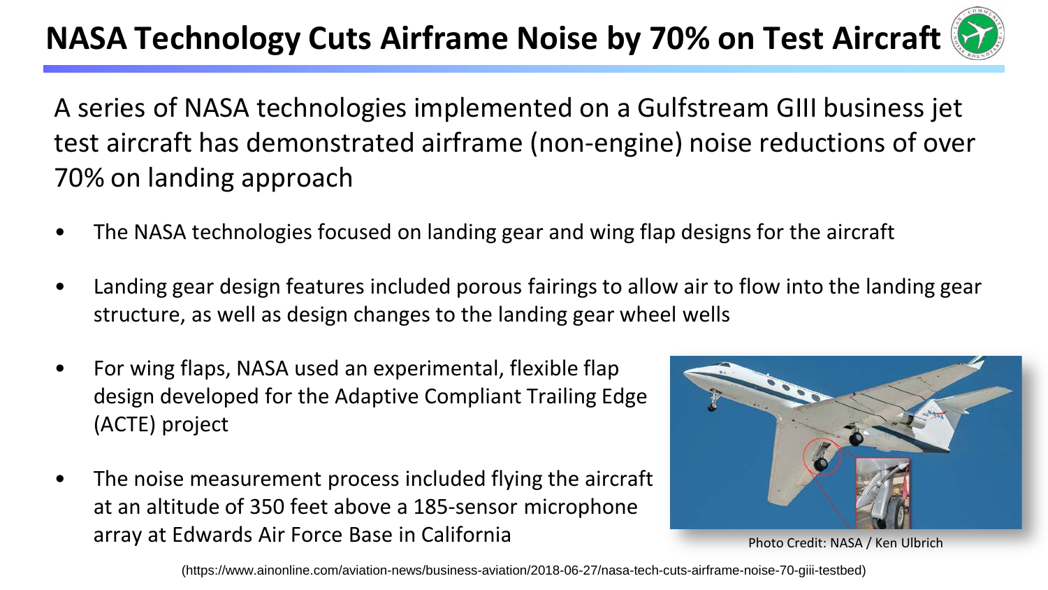# NASA Technology Cuts Airframe Noise by 70% on Test Aircraft

A series of NASA technologies implemented on a Gulfstream GIII business jet test aircraft has demonstrated airframe (non-engine) noise reductions of over 70% on landing approach

- The NASA technologies focused on landing gear and wing flap designs for the aircraft
- Landing gear design features included porous fairings to allow air to flow into the landing gear structure, as well as design changes to the landing gear wheel wells
- For wing flaps, NASA used an experimental, flexible flap design developed for the Adaptive Compliant Trailing Edge (ACTE) project
- The noise measurement process included flying the aircraft at an altitude of 350 feet above a 185-sensor microphone array at Edwards Air Force Base in California

Photo Credit: NASA / Ken Ulbrich

(https://www.ainonline.com/aviation-news/business-aviation/2018-06-27/nasa-tech-cuts-airframe-noise-70-giii-testbed)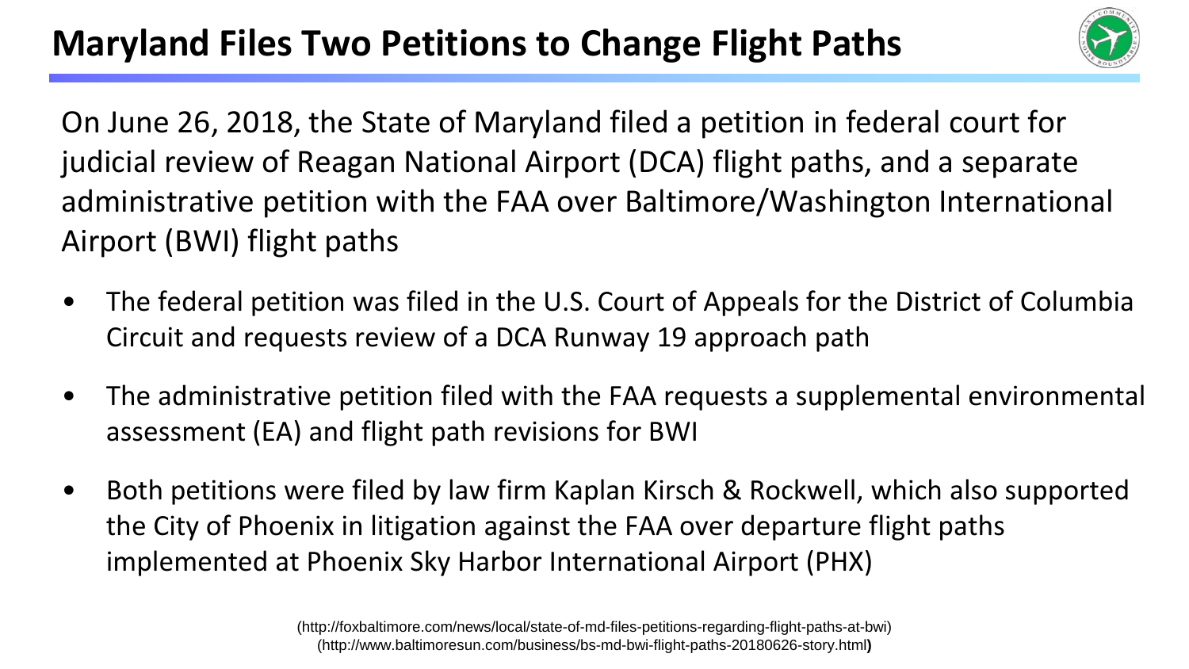# Maryland Files Two Petitions to Change Flight Paths

On June 26, 2018, the State of Maryland filed a petition in federal court for judicial review of Reagan National Airport (DCA) flight paths, and a separate administrative petition with the FAA over Baltimore/Washington International Airport (BWI) flight paths

- The federal petition was filed in the U.S. Court of Appeals for the District of Columbia Circuit and requests review of a DCA Runway 19 approach path
- The administrative petition filed with the FAA requests a supplemental environmental assessment (EA) and flight path revisions for BWI
- Both petitions were filed by law firm Kaplan Kirsch & Rockwell, which also supported the City of Phoenix in litigation against the FAA over departure flight paths implemented at Phoenix Sky Harbor International Airport (PHX)

(http://foxbaltimore.com/news/local/state-of-md-files-petitions-regarding-flight-paths-at-bwi)
(http://www.baltimoresun.com/business/bs-md-bwi-flight-paths-20180626-story.html)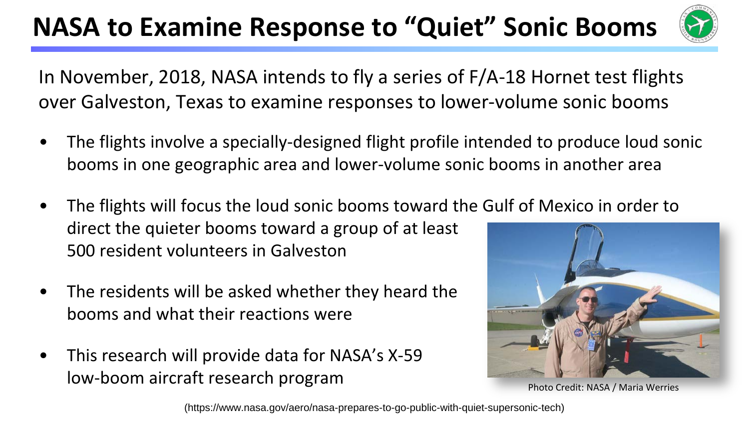# NASA to Examine Response to "Quiet" Sonic Booms

In November, 2018, NASA intends to fly a series of F/A-18 Hornet test flights over Galveston, Texas to examine responses to lower-volume sonic booms

- The flights involve a specially-designed flight profile intended to produce loud sonic booms in one geographic area and lower-volume sonic booms in another area
- The flights will focus the loud sonic booms toward the Gulf of Mexico in order to direct the quieter booms toward a group of at least 500 resident volunteers in Galveston
- The residents will be asked whether they heard the booms and what their reactions were
- This research will provide data for NASA's X-59 low-boom aircraft research program

Photo Credit: NASA / Maria Werries

(https://www.nasa.gov/aero/nasa-prepares-to-go-public-with-quiet-supersonic-tech)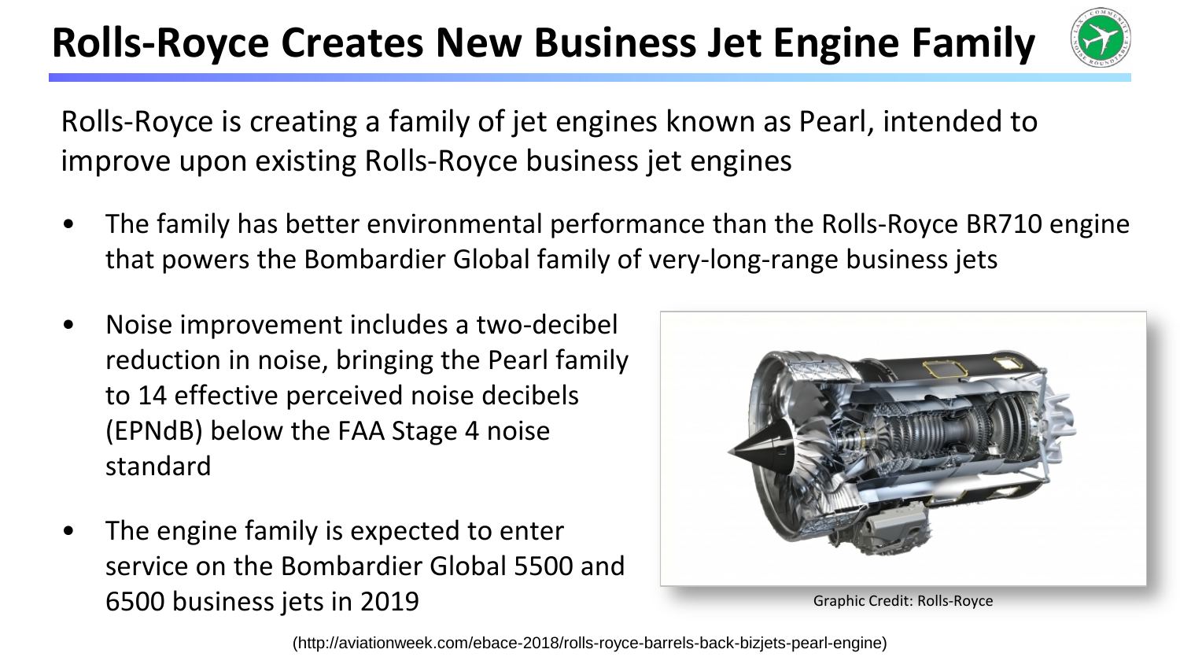# Rolls-Royce Creates New Business Jet Engine Family

Rolls-Royce is creating a family of jet engines known as Pearl, intended to improve upon existing Rolls-Royce business jet engines

- The family has better environmental performance than the Rolls-Royce BR710 engine that powers the Bombardier Global family of very-long-range business jets
- Noise improvement includes a two-decibel reduction in noise, bringing the Pearl family to 14 effective perceived noise decibels (EPNdB) below the FAA Stage 4 noise standard
- The engine family is expected to enter service on the Bombardier Global 5500 and 6500 business jets in 2019

Graphic Credit: Rolls-Royce

(http://aviationweek.com/ebace-2018/rolls-royce-barrels-back-bizjets-pearl-engine)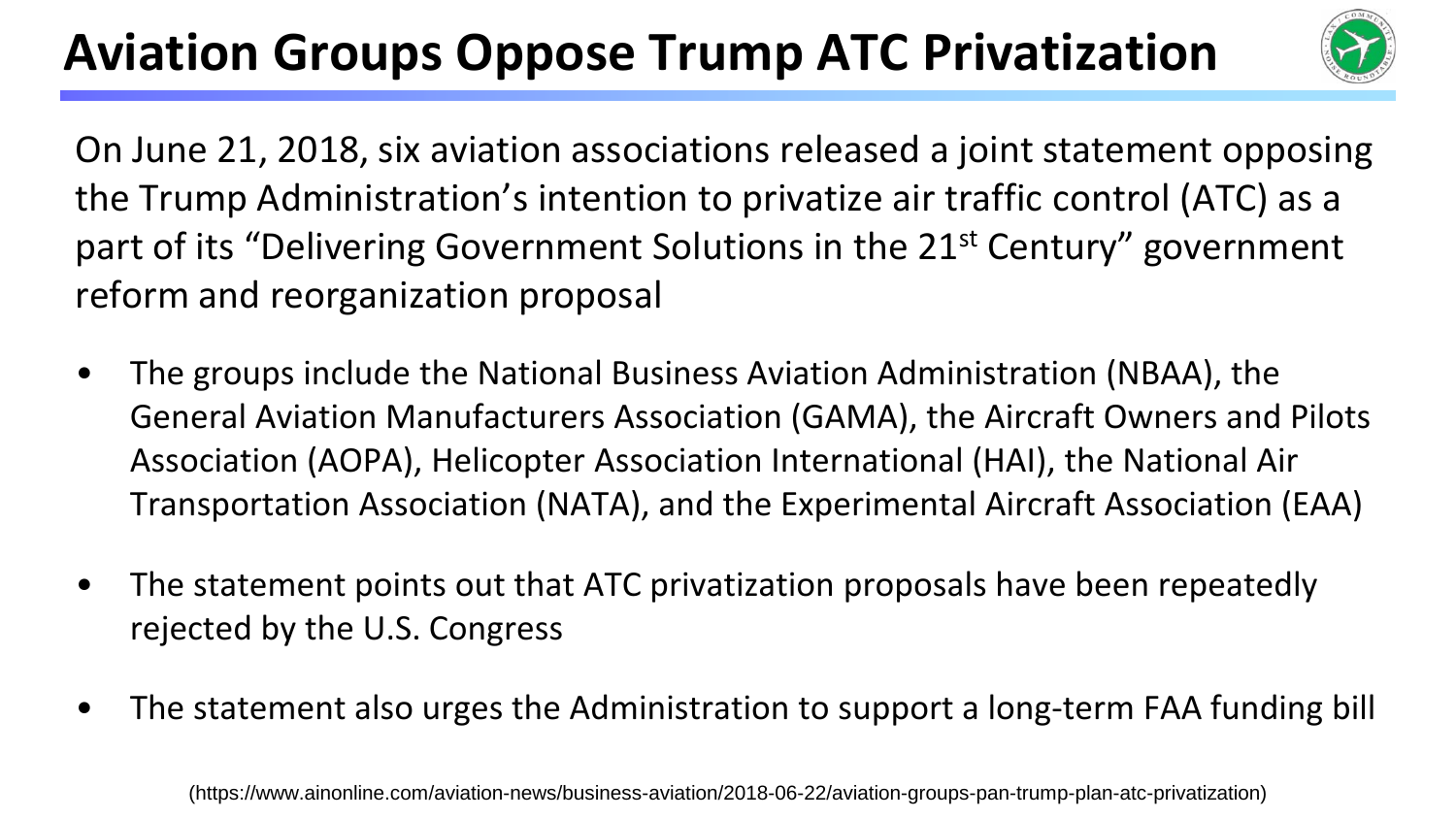# Aviation Groups Oppose Trump ATC Privatization

On June 21, 2018, six aviation associations released a joint statement opposing the Trump Administration's intention to privatize air traffic control (ATC) as a part of its "Delivering Government Solutions in the 21st Century" government reform and reorganization proposal

- The groups include the National Business Aviation Administration (NBAA), the General Aviation Manufacturers Association (GAMA), the Aircraft Owners and Pilots Association (AOPA), Helicopter Association International (HAI), the National Air Transportation Association (NATA), and the Experimental Aircraft Association (EAA)
- The statement points out that ATC privatization proposals have been repeatedly rejected by the U.S. Congress
- The statement also urges the Administration to support a long-term FAA funding bill

(https://www.ainonline.com/aviation-news/business-aviation/2018-06-22/aviation-groups-pan-trump-plan-atc-privatization)